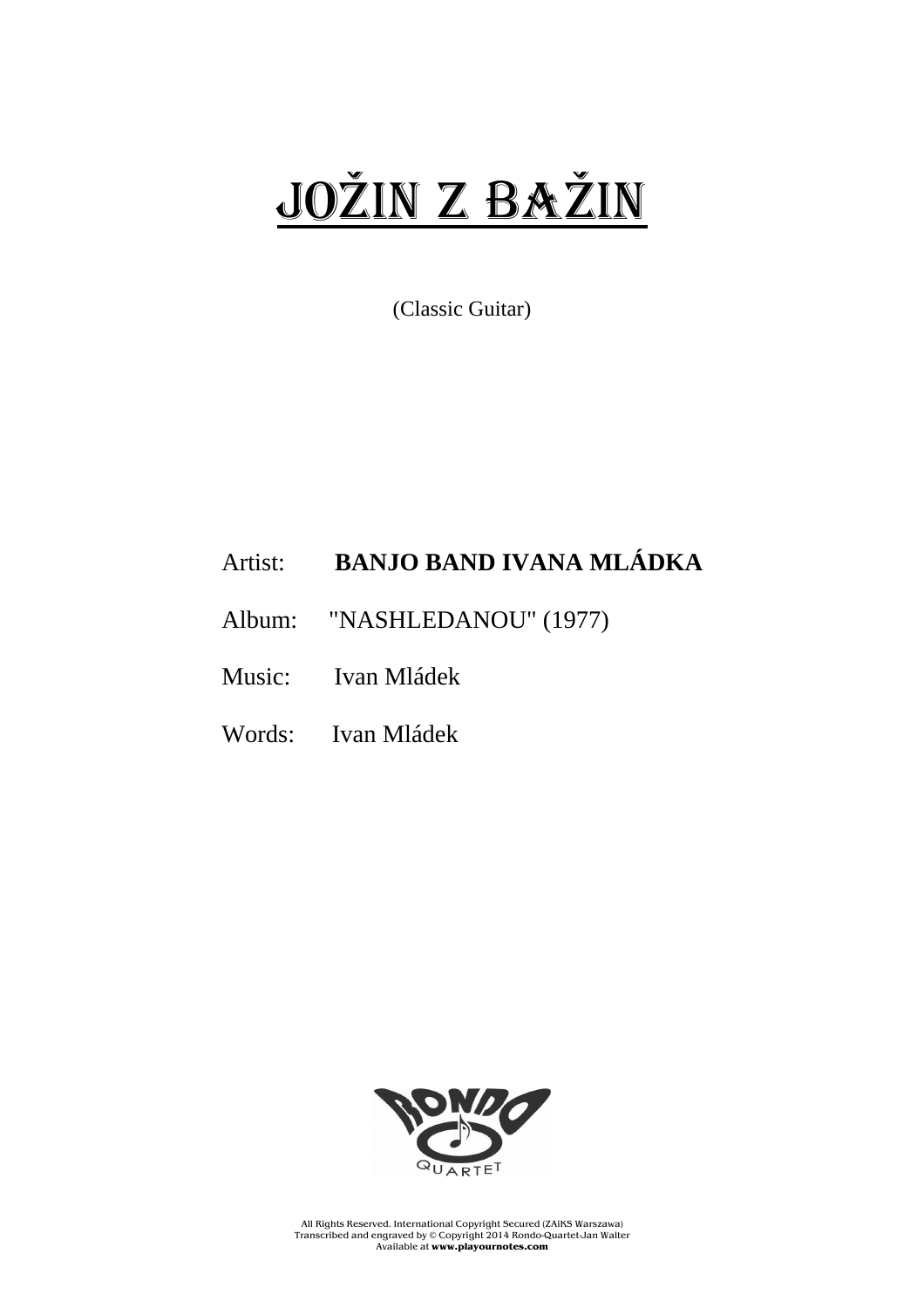# JOŽIN Z BAŽIN

(Classic Guitar)

Artist: **BANJO BAND IVANA MLÁDKA**

Album: "NASHLEDANOU" (1977)

Music: Ivan Mládek

Words: Ivan Mládek

All Rights Reserved. International Copyright Secured (ZAiKS Warszawa)
Transcribed and engraved by © Copyright 2014 Rondo-Quartet-Jan Walter
Available at **www.playournotes.com**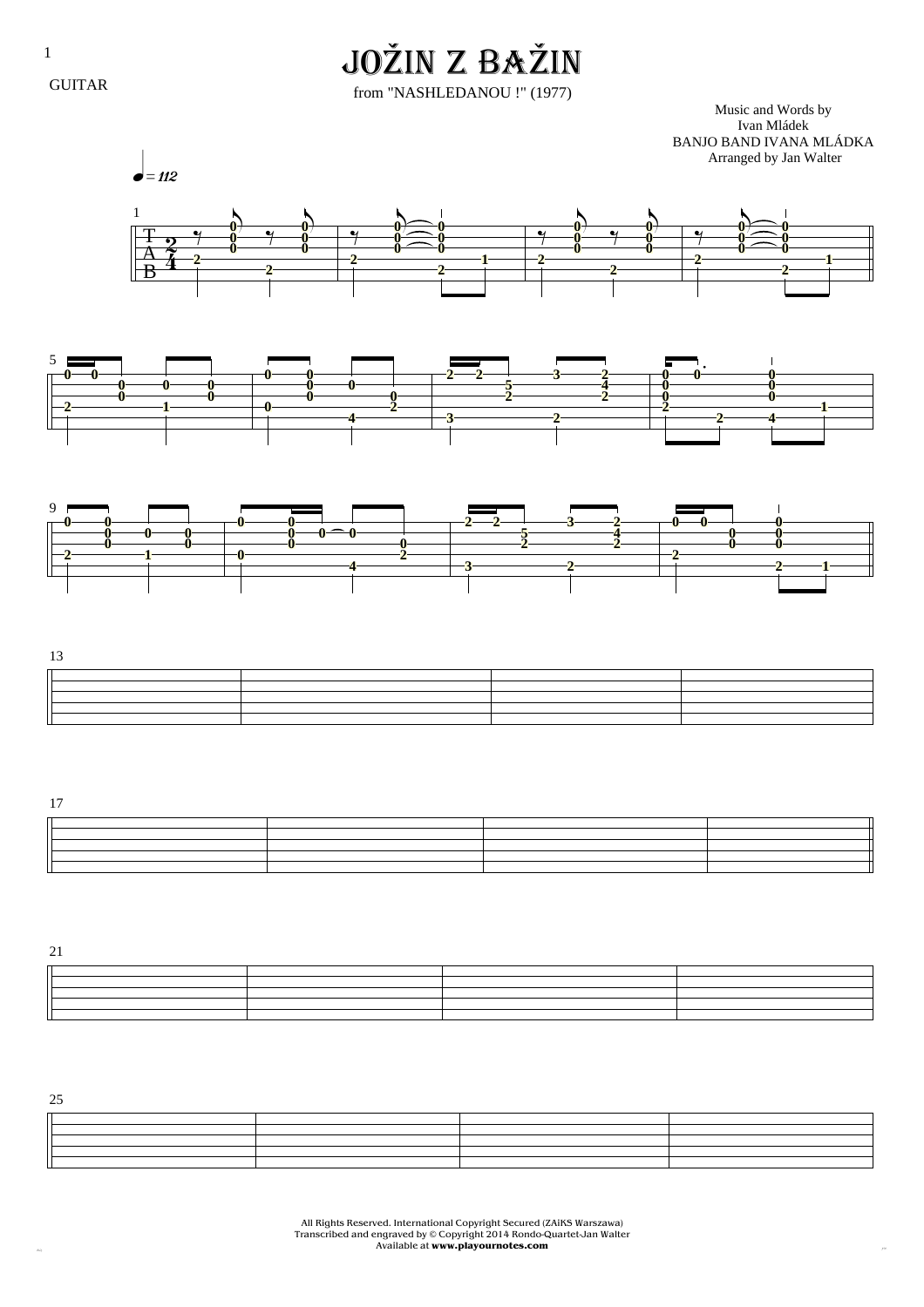# JOŽIN Z BAŽIN

GUITAR

from "NASHLEDANOU !" (1977)

Music and Words by
Ivan Mládek
BANJO BAND IVANA MLÁDKA
Arranged by Jan Walter

All Rights Reserved. International Copyright Secured (ZAiKS Warszawa)
Transcribed and engraved by © Copyright 2014 Rondo-Quartet-Jan Walter
Available at **www.playournotes.com**